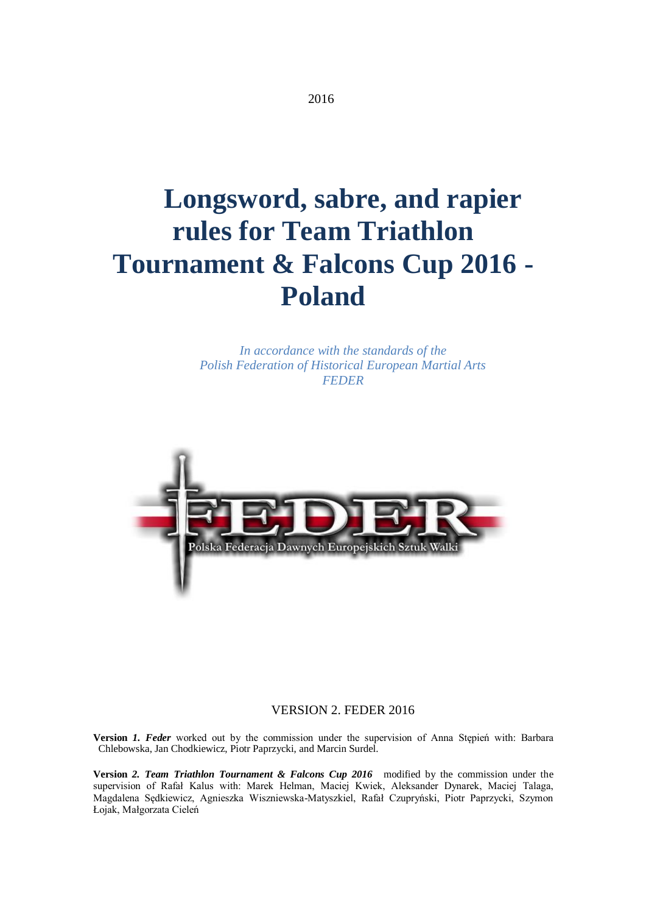2016

# Longsword, sabre, and rapier rules for Team Triathlon Tournament & Falcons Cup 2016 - Poland

*In accordance with the standards of the Polish Federation of Historical European Martial Arts FEDER*

VERSION 2. FEDER 2016

**Version** ***1. Feder*** worked out by the commission under the supervision of Anna Stępień with: Barbara Chlebowska, Jan Chodkiewicz, Piotr Paprzycki, and Marcin Surdel.

**Version** ***2. Team Triathlon Tournament & Falcons Cup 2016*** modified by the commission under the supervision of Rafał Kalus with: Marek Helman, Maciej Kwiek, Aleksander Dynarek, Maciej Talaga, Magdalena Sędkiewicz, Agnieszka Wiszniewska-Matyszkiel, Rafał Czupryński, Piotr Paprzycki, Szymon Łojak, Małgorzata Cieleń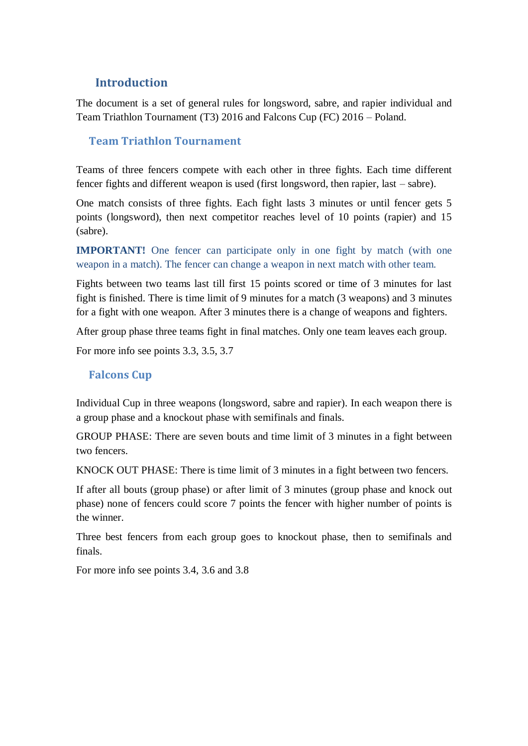# Introduction

The document is a set of general rules for longsword, sabre, and rapier individual and Team Triathlon Tournament (T3) 2016 and Falcons Cup (FC) 2016 – Poland.

## Team Triathlon Tournament

Teams of three fencers compete with each other in three fights. Each time different fencer fights and different weapon is used (first longsword, then rapier, last – sabre).

One match consists of three fights. Each fight lasts 3 minutes or until fencer gets 5 points (longsword), then next competitor reaches level of 10 points (rapier) and 15 (sabre).

**IMPORTANT!** One fencer can participate only in one fight by match (with one weapon in a match). The fencer can change a weapon in next match with other team.

Fights between two teams last till first 15 points scored or time of 3 minutes for last fight is finished. There is time limit of 9 minutes for a match (3 weapons) and 3 minutes for a fight with one weapon. After 3 minutes there is a change of weapons and fighters.

After group phase three teams fight in final matches. Only one team leaves each group.

For more info see points 3.3, 3.5, 3.7

## Falcons Cup

Individual Cup in three weapons (longsword, sabre and rapier). In each weapon there is a group phase and a knockout phase with semifinals and finals.

GROUP PHASE: There are seven bouts and time limit of 3 minutes in a fight between two fencers.

KNOCK OUT PHASE: There is time limit of 3 minutes in a fight between two fencers.

If after all bouts (group phase) or after limit of 3 minutes (group phase and knock out phase) none of fencers could score 7 points the fencer with higher number of points is the winner.

Three best fencers from each group goes to knockout phase, then to semifinals and finals.

For more info see points 3.4, 3.6 and 3.8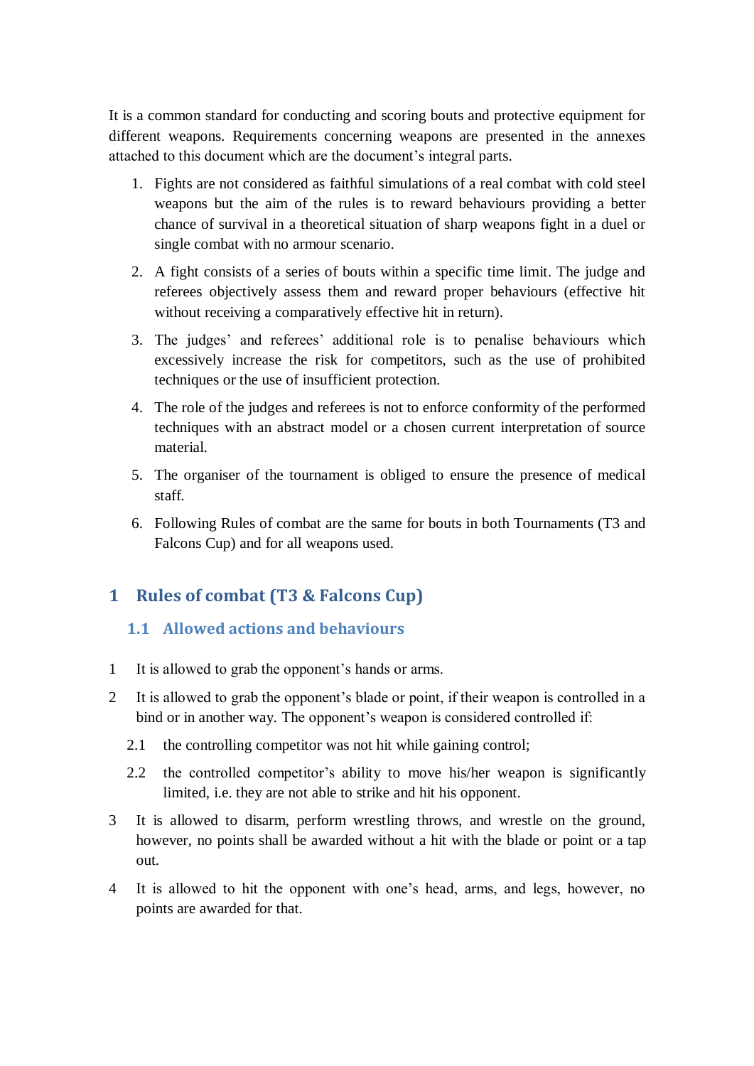It is a common standard for conducting and scoring bouts and protective equipment for different weapons. Requirements concerning weapons are presented in the annexes attached to this document which are the document's integral parts.

1. Fights are not considered as faithful simulations of a real combat with cold steel weapons but the aim of the rules is to reward behaviours providing a better chance of survival in a theoretical situation of sharp weapons fight in a duel or single combat with no armour scenario.
2. A fight consists of a series of bouts within a specific time limit. The judge and referees objectively assess them and reward proper behaviours (effective hit without receiving a comparatively effective hit in return).
3. The judges' and referees' additional role is to penalise behaviours which excessively increase the risk for competitors, such as the use of prohibited techniques or the use of insufficient protection.
4. The role of the judges and referees is not to enforce conformity of the performed techniques with an abstract model or a chosen current interpretation of source material.
5. The organiser of the tournament is obliged to ensure the presence of medical staff.
6. Following Rules of combat are the same for bouts in both Tournaments (T3 and Falcons Cup) and for all weapons used.

# 1 Rules of combat (T3 & Falcons Cup)

## 1.1 Allowed actions and behaviours

1 It is allowed to grab the opponent's hands or arms.

2 It is allowed to grab the opponent's blade or point, if their weapon is controlled in a bind or in another way. The opponent's weapon is considered controlled if:

2.1 the controlling competitor was not hit while gaining control;

2.2 the controlled competitor's ability to move his/her weapon is significantly limited, i.e. they are not able to strike and hit his opponent.

3 It is allowed to disarm, perform wrestling throws, and wrestle on the ground, however, no points shall be awarded without a hit with the blade or point or a tap out.

4 It is allowed to hit the opponent with one's head, arms, and legs, however, no points are awarded for that.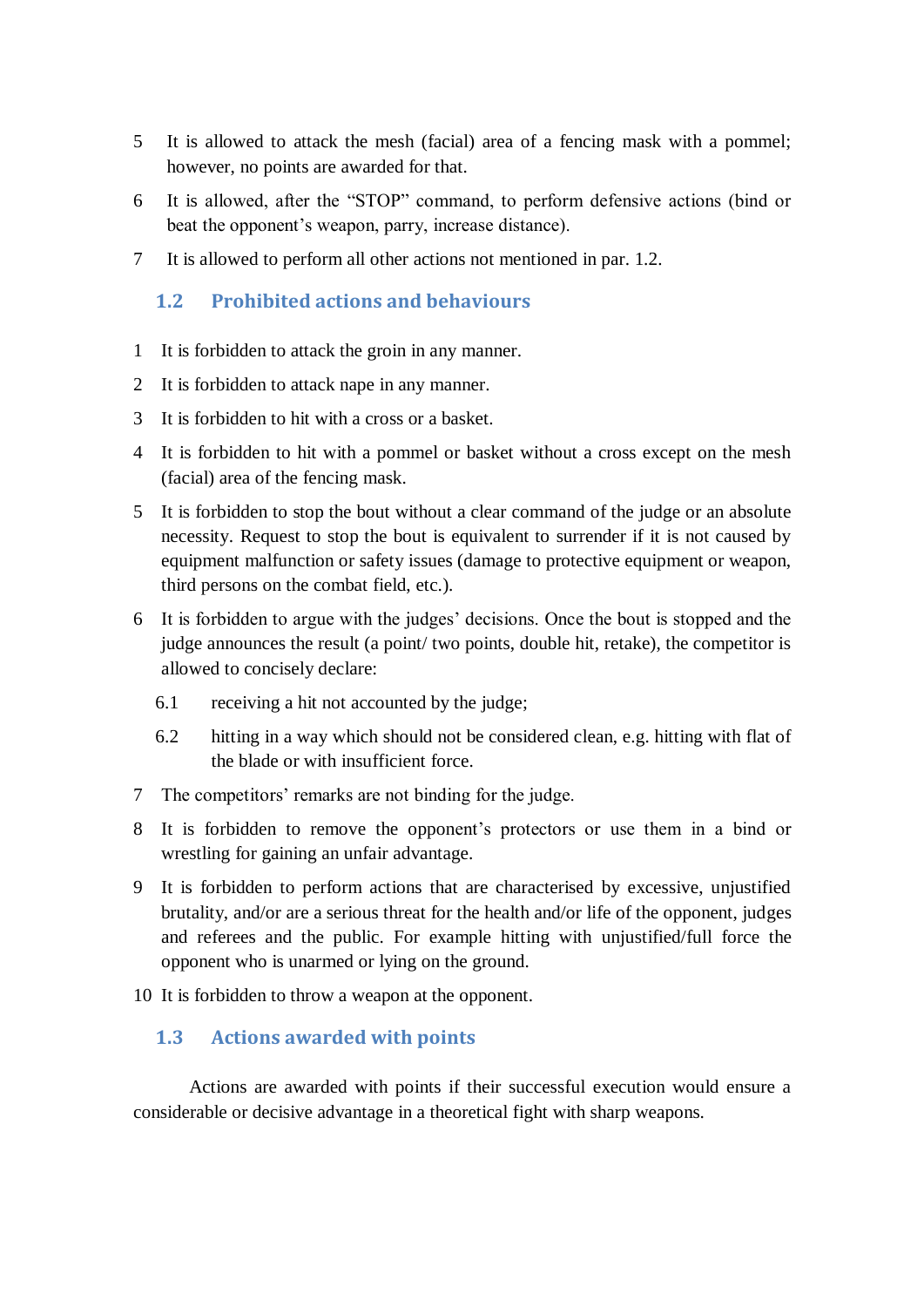5 It is allowed to attack the mesh (facial) area of a fencing mask with a pommel; however, no points are awarded for that.

6 It is allowed, after the "STOP" command, to perform defensive actions (bind or beat the opponent's weapon, parry, increase distance).

7 It is allowed to perform all other actions not mentioned in par. 1.2.

## 1.2 Prohibited actions and behaviours

1 It is forbidden to attack the groin in any manner.

2 It is forbidden to attack nape in any manner.

3 It is forbidden to hit with a cross or a basket.

4 It is forbidden to hit with a pommel or basket without a cross except on the mesh (facial) area of the fencing mask.

5 It is forbidden to stop the bout without a clear command of the judge or an absolute necessity. Request to stop the bout is equivalent to surrender if it is not caused by equipment malfunction or safety issues (damage to protective equipment or weapon, third persons on the combat field, etc.).

6 It is forbidden to argue with the judges' decisions. Once the bout is stopped and the judge announces the result (a point/ two points, double hit, retake), the competitor is allowed to concisely declare:

6.1 receiving a hit not accounted by the judge;

6.2 hitting in a way which should not be considered clean, e.g. hitting with flat of the blade or with insufficient force.

7 The competitors' remarks are not binding for the judge.

8 It is forbidden to remove the opponent's protectors or use them in a bind or wrestling for gaining an unfair advantage.

9 It is forbidden to perform actions that are characterised by excessive, unjustified brutality, and/or are a serious threat for the health and/or life of the opponent, judges and referees and the public. For example hitting with unjustified/full force the opponent who is unarmed or lying on the ground.

10 It is forbidden to throw a weapon at the opponent.

## 1.3 Actions awarded with points

Actions are awarded with points if their successful execution would ensure a considerable or decisive advantage in a theoretical fight with sharp weapons.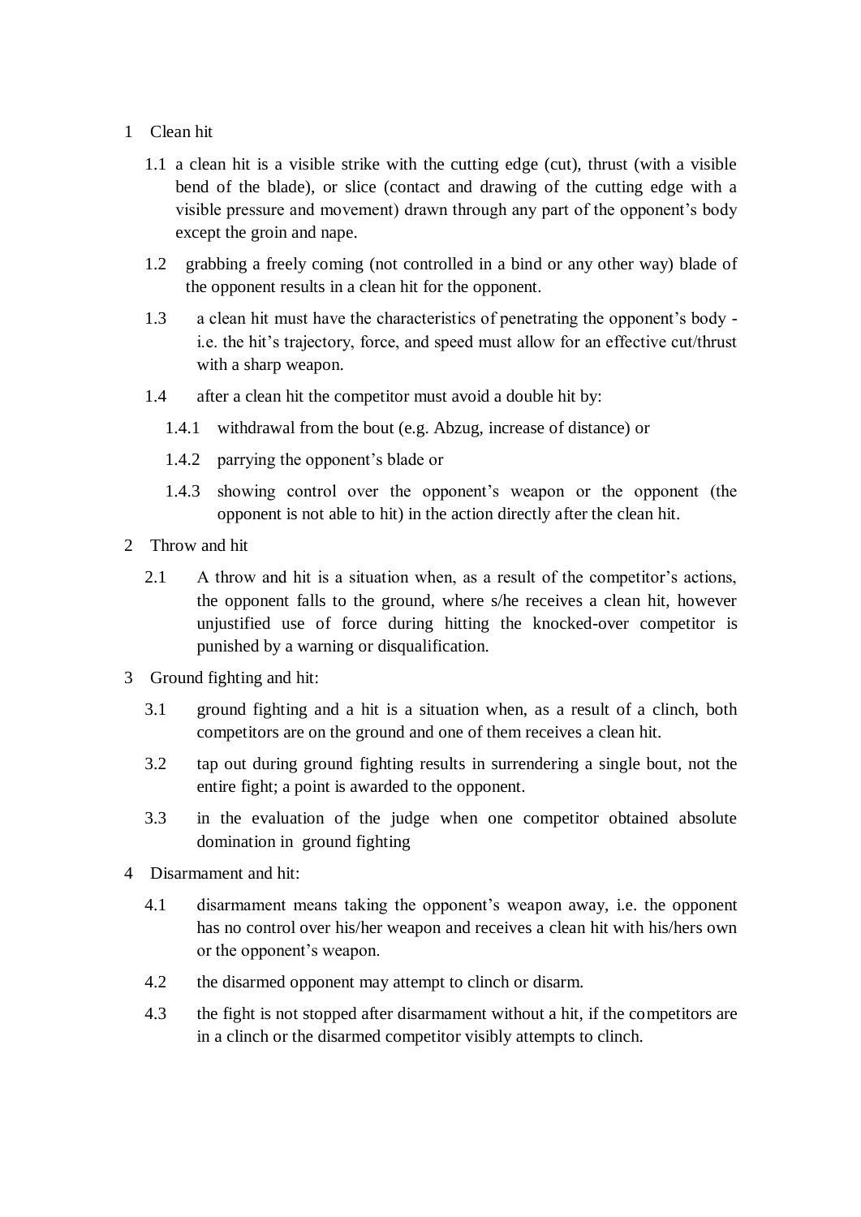1 Clean hit

1.1 a clean hit is a visible strike with the cutting edge (cut), thrust (with a visible bend of the blade), or slice (contact and drawing of the cutting edge with a visible pressure and movement) drawn through any part of the opponent's body except the groin and nape.

1.2 grabbing a freely coming (not controlled in a bind or any other way) blade of the opponent results in a clean hit for the opponent.

1.3 a clean hit must have the characteristics of penetrating the opponent's body - i.e. the hit's trajectory, force, and speed must allow for an effective cut/thrust with a sharp weapon.

1.4 after a clean hit the competitor must avoid a double hit by:

1.4.1 withdrawal from the bout (e.g. Abzug, increase of distance) or

1.4.2 parrying the opponent's blade or

1.4.3 showing control over the opponent's weapon or the opponent (the opponent is not able to hit) in the action directly after the clean hit.

2 Throw and hit

2.1 A throw and hit is a situation when, as a result of the competitor's actions, the opponent falls to the ground, where s/he receives a clean hit, however unjustified use of force during hitting the knocked-over competitor is punished by a warning or disqualification.

3 Ground fighting and hit:

3.1 ground fighting and a hit is a situation when, as a result of a clinch, both competitors are on the ground and one of them receives a clean hit.

3.2 tap out during ground fighting results in surrendering a single bout, not the entire fight; a point is awarded to the opponent.

3.3 in the evaluation of the judge when one competitor obtained absolute domination in ground fighting

4 Disarmament and hit:

4.1 disarmament means taking the opponent's weapon away, i.e. the opponent has no control over his/her weapon and receives a clean hit with his/hers own or the opponent's weapon.

4.2 the disarmed opponent may attempt to clinch or disarm.

4.3 the fight is not stopped after disarmament without a hit, if the competitors are in a clinch or the disarmed competitor visibly attempts to clinch.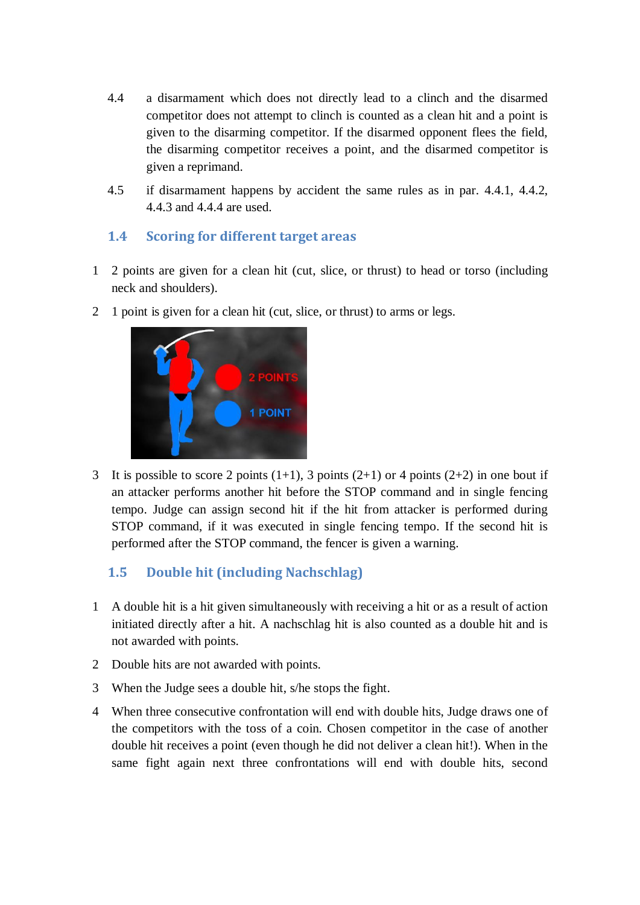4.4 a disarmament which does not directly lead to a clinch and the disarmed competitor does not attempt to clinch is counted as a clean hit and a point is given to the disarming competitor. If the disarmed opponent flees the field, the disarming competitor receives a point, and the disarmed competitor is given a reprimand.

4.5 if disarmament happens by accident the same rules as in par. 4.4.1, 4.4.2, 4.4.3 and 4.4.4 are used.

## 1.4 Scoring for different target areas

1. 2 points are given for a clean hit (cut, slice, or thrust) to head or torso (including neck and shoulders).
2. 1 point is given for a clean hit (cut, slice, or thrust) to arms or legs.

2 POINTS

1 POINT

3. It is possible to score 2 points (1+1), 3 points (2+1) or 4 points (2+2) in one bout if an attacker performs another hit before the STOP command and in single fencing tempo. Judge can assign second hit if the hit from attacker is performed during STOP command, if it was executed in single fencing tempo. If the second hit is performed after the STOP command, the fencer is given a warning.

## 1.5 Double hit (including Nachschlag)

1. A double hit is a hit given simultaneously with receiving a hit or as a result of action initiated directly after a hit. A nachschlag hit is also counted as a double hit and is not awarded with points.
2. Double hits are not awarded with points.
3. When the Judge sees a double hit, s/he stops the fight.
4. When three consecutive confrontation will end with double hits, Judge draws one of the competitors with the toss of a coin. Chosen competitor in the case of another double hit receives a point (even though he did not deliver a clean hit!). When in the same fight again next three confrontations will end with double hits, second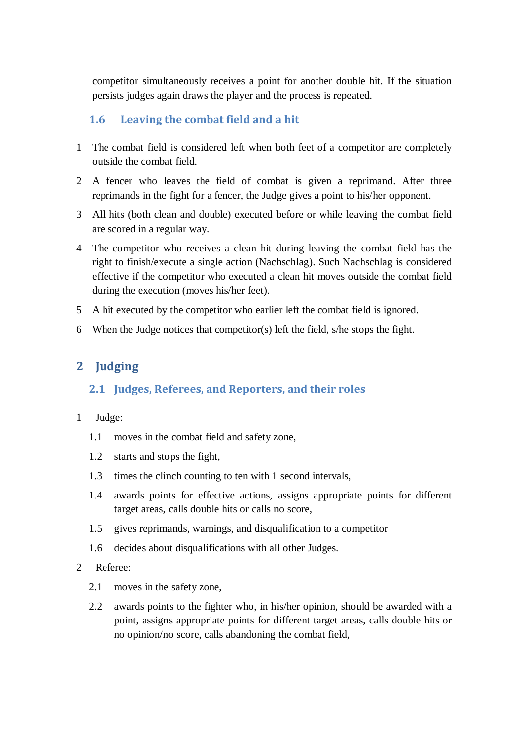competitor simultaneously receives a point for another double hit. If the situation persists judges again draws the player and the process is repeated.

### 1.6 Leaving the combat field and a hit

1 The combat field is considered left when both feet of a competitor are completely outside the combat field.

2 A fencer who leaves the field of combat is given a reprimand. After three reprimands in the fight for a fencer, the Judge gives a point to his/her opponent.

3 All hits (both clean and double) executed before or while leaving the combat field are scored in a regular way.

4 The competitor who receives a clean hit during leaving the combat field has the right to finish/execute a single action (Nachschlag). Such Nachschlag is considered effective if the competitor who executed a clean hit moves outside the combat field during the execution (moves his/her feet).

5 A hit executed by the competitor who earlier left the combat field is ignored.

6 When the Judge notices that competitor(s) left the field, s/he stops the fight.

## 2 Judging

### 2.1 Judges, Referees, and Reporters, and their roles

1 Judge:

1.1 moves in the combat field and safety zone,

1.2 starts and stops the fight,

1.3 times the clinch counting to ten with 1 second intervals,

1.4 awards points for effective actions, assigns appropriate points for different target areas, calls double hits or calls no score,

1.5 gives reprimands, warnings, and disqualification to a competitor

1.6 decides about disqualifications with all other Judges.

2 Referee:

2.1 moves in the safety zone,

2.2 awards points to the fighter who, in his/her opinion, should be awarded with a point, assigns appropriate points for different target areas, calls double hits or no opinion/no score, calls abandoning the combat field,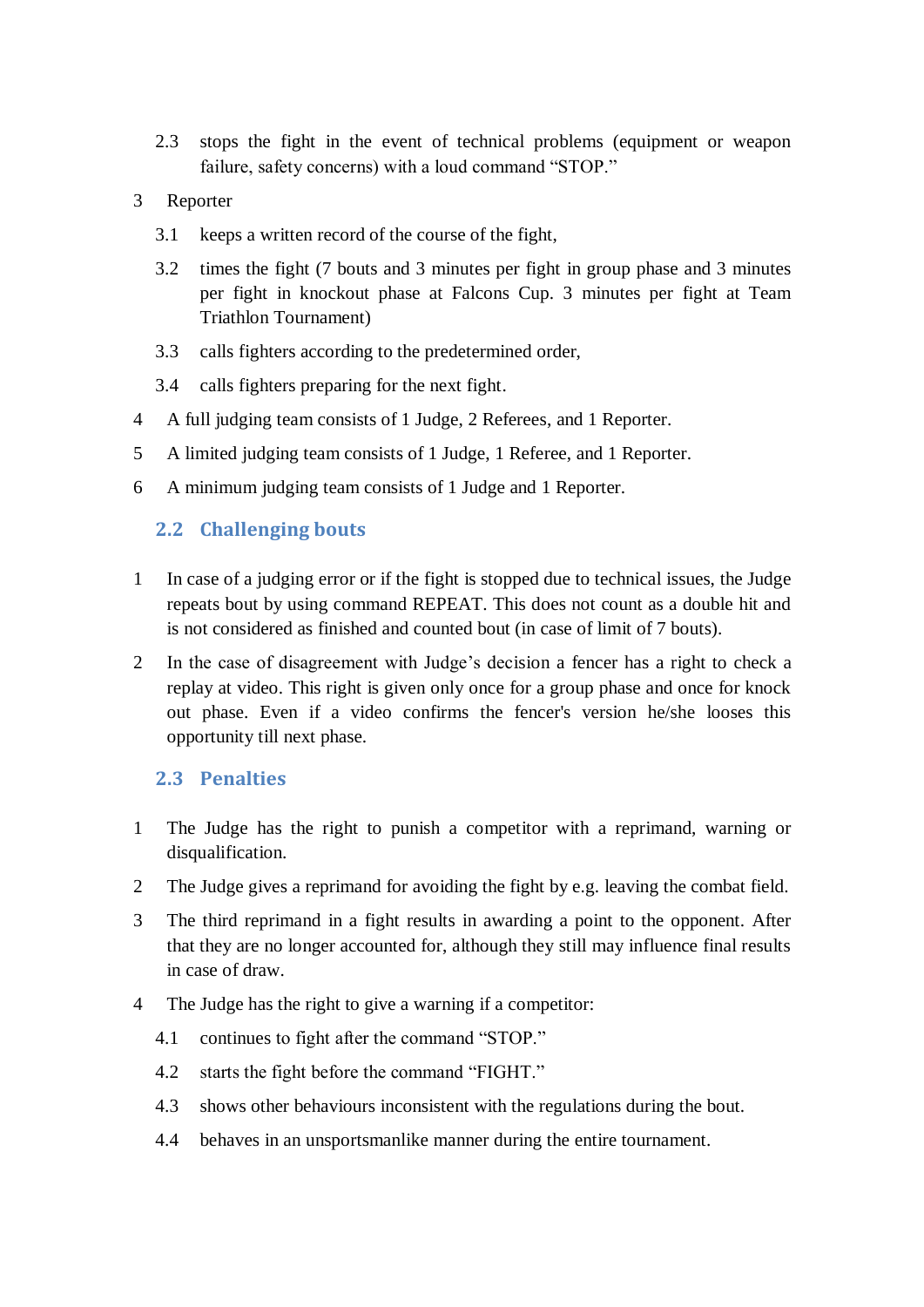2.3 stops the fight in the event of technical problems (equipment or weapon failure, safety concerns) with a loud command "STOP."

3 Reporter

3.1 keeps a written record of the course of the fight,

3.2 times the fight (7 bouts and 3 minutes per fight in group phase and 3 minutes per fight in knockout phase at Falcons Cup. 3 minutes per fight at Team Triathlon Tournament)

3.3 calls fighters according to the predetermined order,

3.4 calls fighters preparing for the next fight.

4 A full judging team consists of 1 Judge, 2 Referees, and 1 Reporter.

5 A limited judging team consists of 1 Judge, 1 Referee, and 1 Reporter.

6 A minimum judging team consists of 1 Judge and 1 Reporter.

## 2.2 Challenging bouts

1 In case of a judging error or if the fight is stopped due to technical issues, the Judge repeats bout by using command REPEAT. This does not count as a double hit and is not considered as finished and counted bout (in case of limit of 7 bouts).

2 In the case of disagreement with Judge's decision a fencer has a right to check a replay at video. This right is given only once for a group phase and once for knock out phase. Even if a video confirms the fencer's version he/she looses this opportunity till next phase.

## 2.3 Penalties

1 The Judge has the right to punish a competitor with a reprimand, warning or disqualification.

2 The Judge gives a reprimand for avoiding the fight by e.g. leaving the combat field.

3 The third reprimand in a fight results in awarding a point to the opponent. After that they are no longer accounted for, although they still may influence final results in case of draw.

4 The Judge has the right to give a warning if a competitor:

4.1 continues to fight after the command "STOP."

4.2 starts the fight before the command "FIGHT."

4.3 shows other behaviours inconsistent with the regulations during the bout.

4.4 behaves in an unsportsmanlike manner during the entire tournament.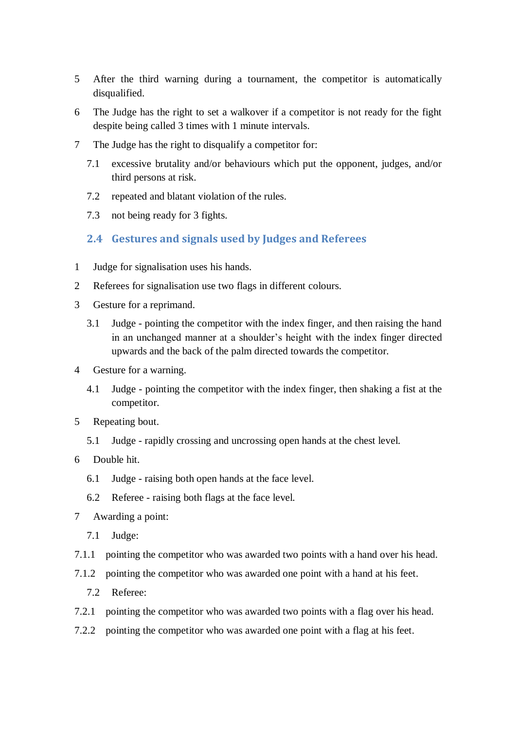5 After the third warning during a tournament, the competitor is automatically disqualified.

6 The Judge has the right to set a walkover if a competitor is not ready for the fight despite being called 3 times with 1 minute intervals.

7 The Judge has the right to disqualify a competitor for:

7.1 excessive brutality and/or behaviours which put the opponent, judges, and/or third persons at risk.

7.2 repeated and blatant violation of the rules.

7.3 not being ready for 3 fights.

## 2.4 Gestures and signals used by Judges and Referees

1 Judge for signalisation uses his hands.

2 Referees for signalisation use two flags in different colours.

3 Gesture for a reprimand.

3.1 Judge - pointing the competitor with the index finger, and then raising the hand in an unchanged manner at a shoulder's height with the index finger directed upwards and the back of the palm directed towards the competitor.

4 Gesture for a warning.

4.1 Judge - pointing the competitor with the index finger, then shaking a fist at the competitor.

5 Repeating bout.

5.1 Judge - rapidly crossing and uncrossing open hands at the chest level.

6 Double hit.

6.1 Judge - raising both open hands at the face level.

6.2 Referee - raising both flags at the face level.

7 Awarding a point:

7.1 Judge:

7.1.1 pointing the competitor who was awarded two points with a hand over his head.

7.1.2 pointing the competitor who was awarded one point with a hand at his feet.

7.2 Referee:

7.2.1 pointing the competitor who was awarded two points with a flag over his head.

7.2.2 pointing the competitor who was awarded one point with a flag at his feet.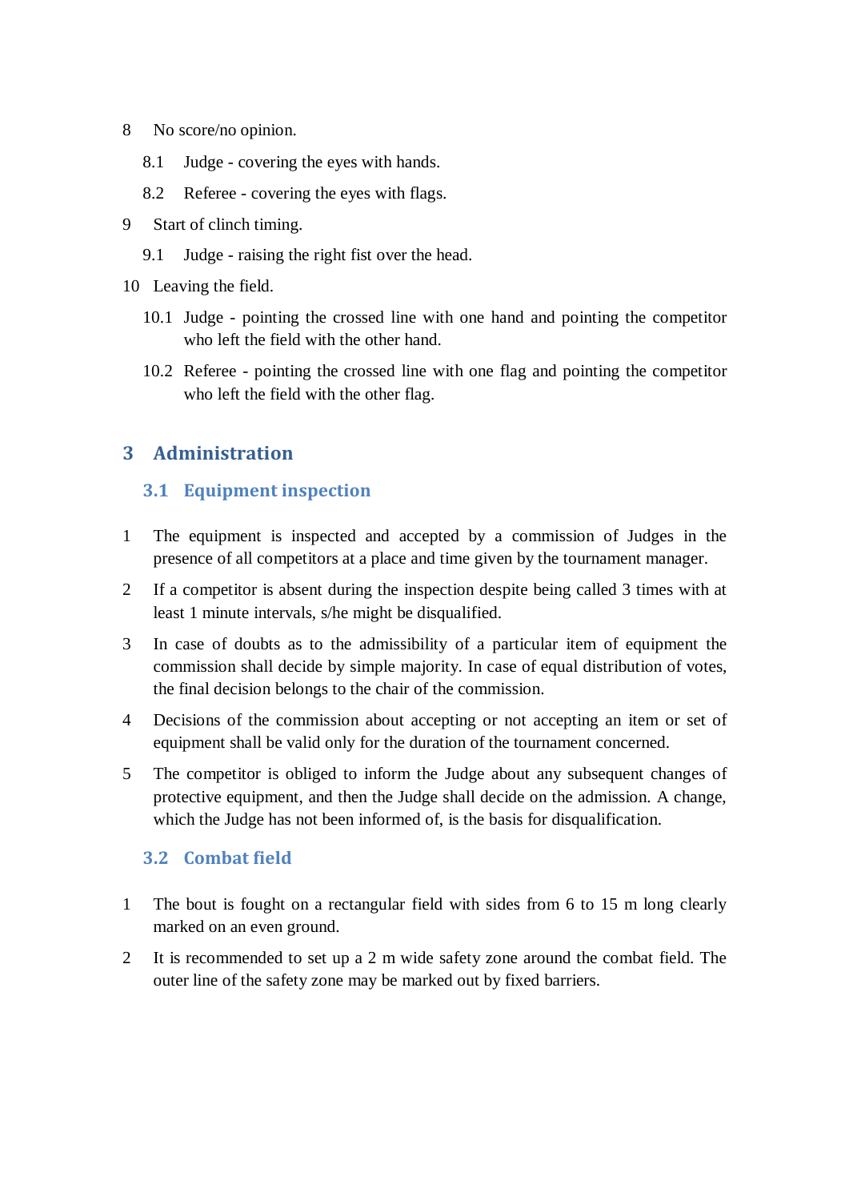8 No score/no opinion.

  8.1 Judge - covering the eyes with hands.

  8.2 Referee - covering the eyes with flags.

9 Start of clinch timing.

  9.1 Judge - raising the right fist over the head.

10 Leaving the field.

  10.1 Judge - pointing the crossed line with one hand and pointing the competitor who left the field with the other hand.

  10.2 Referee - pointing the crossed line with one flag and pointing the competitor who left the field with the other flag.

# 3 Administration

## 3.1 Equipment inspection

1 The equipment is inspected and accepted by a commission of Judges in the presence of all competitors at a place and time given by the tournament manager.

2 If a competitor is absent during the inspection despite being called 3 times with at least 1 minute intervals, s/he might be disqualified.

3 In case of doubts as to the admissibility of a particular item of equipment the commission shall decide by simple majority. In case of equal distribution of votes, the final decision belongs to the chair of the commission.

4 Decisions of the commission about accepting or not accepting an item or set of equipment shall be valid only for the duration of the tournament concerned.

5 The competitor is obliged to inform the Judge about any subsequent changes of protective equipment, and then the Judge shall decide on the admission. A change, which the Judge has not been informed of, is the basis for disqualification.

## 3.2 Combat field

1 The bout is fought on a rectangular field with sides from 6 to 15 m long clearly marked on an even ground.

2 It is recommended to set up a 2 m wide safety zone around the combat field. The outer line of the safety zone may be marked out by fixed barriers.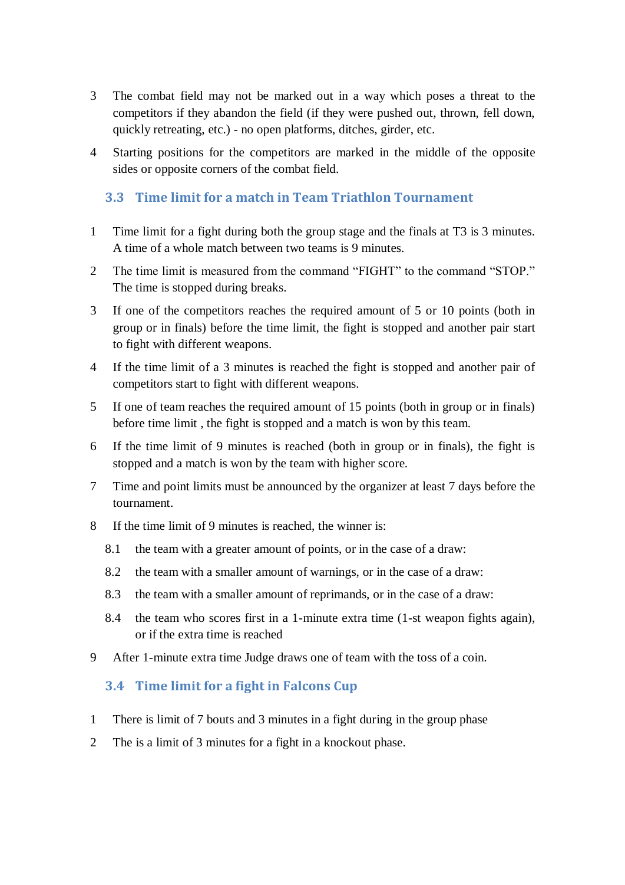3. The combat field may not be marked out in a way which poses a threat to the competitors if they abandon the field (if they were pushed out, thrown, fell down, quickly retreating, etc.) - no open platforms, ditches, girder, etc.
4. Starting positions for the competitors are marked in the middle of the opposite sides or opposite corners of the combat field.

### 3.3 Time limit for a match in Team Triathlon Tournament

1. Time limit for a fight during both the group stage and the finals at T3 is 3 minutes. A time of a whole match between two teams is 9 minutes.
2. The time limit is measured from the command "FIGHT" to the command "STOP." The time is stopped during breaks.
3. If one of the competitors reaches the required amount of 5 or 10 points (both in group or in finals) before the time limit, the fight is stopped and another pair start to fight with different weapons.
4. If the time limit of a 3 minutes is reached the fight is stopped and another pair of competitors start to fight with different weapons.
5. If one of team reaches the required amount of 15 points (both in group or in finals) before time limit , the fight is stopped and a match is won by this team.
6. If the time limit of 9 minutes is reached (both in group or in finals), the fight is stopped and a match is won by the team with higher score.
7. Time and point limits must be announced by the organizer at least 7 days before the tournament.
8. If the time limit of 9 minutes is reached, the winner is:
   - 8.1 the team with a greater amount of points, or in the case of a draw:
   - 8.2 the team with a smaller amount of warnings, or in the case of a draw:
   - 8.3 the team with a smaller amount of reprimands, or in the case of a draw:
   - 8.4 the team who scores first in a 1-minute extra time (1-st weapon fights again), or if the extra time is reached
9. After 1-minute extra time Judge draws one of team with the toss of a coin.

### 3.4 Time limit for a fight in Falcons Cup

1. There is limit of 7 bouts and 3 minutes in a fight during in the group phase
2. The is a limit of 3 minutes for a fight in a knockout phase.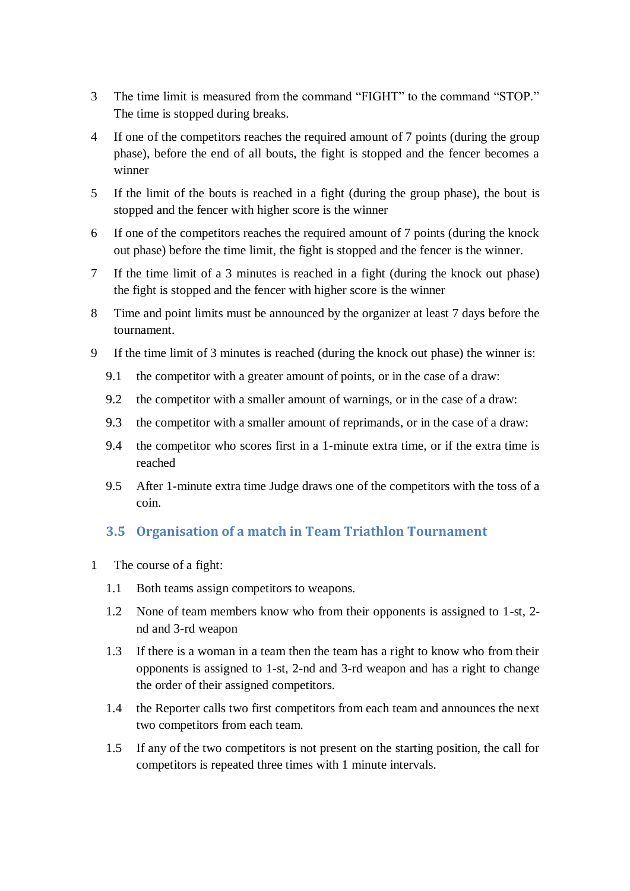3 The time limit is measured from the command “FIGHT” to the command “STOP.” The time is stopped during breaks.

4 If one of the competitors reaches the required amount of 7 points (during the group phase), before the end of all bouts, the fight is stopped and the fencer becomes a winner

5 If the limit of the bouts is reached in a fight (during the group phase), the bout is stopped and the fencer with higher score is the winner

6 If one of the competitors reaches the required amount of 7 points (during the knock out phase) before the time limit, the fight is stopped and the fencer is the winner.

7 If the time limit of a 3 minutes is reached in a fight (during the knock out phase) the fight is stopped and the fencer with higher score is the winner

8 Time and point limits must be announced by the organizer at least 7 days before the tournament.

9 If the time limit of 3 minutes is reached (during the knock out phase) the winner is:

9.1 the competitor with a greater amount of points, or in the case of a draw:

9.2 the competitor with a smaller amount of warnings, or in the case of a draw:

9.3 the competitor with a smaller amount of reprimands, or in the case of a draw:

9.4 the competitor who scores first in a 1-minute extra time, or if the extra time is reached

9.5 After 1-minute extra time Judge draws one of the competitors with the toss of a coin.

### 3.5 Organisation of a match in Team Triathlon Tournament

1 The course of a fight:

1.1 Both teams assign competitors to weapons.

1.2 None of team members know who from their opponents is assigned to 1-st, 2-nd and 3-rd weapon

1.3 If there is a woman in a team then the team has a right to know who from their opponents is assigned to 1-st, 2-nd and 3-rd weapon and has a right to change the order of their assigned competitors.

1.4 the Reporter calls two first competitors from each team and announces the next two competitors from each team.

1.5 If any of the two competitors is not present on the starting position, the call for competitors is repeated three times with 1 minute intervals.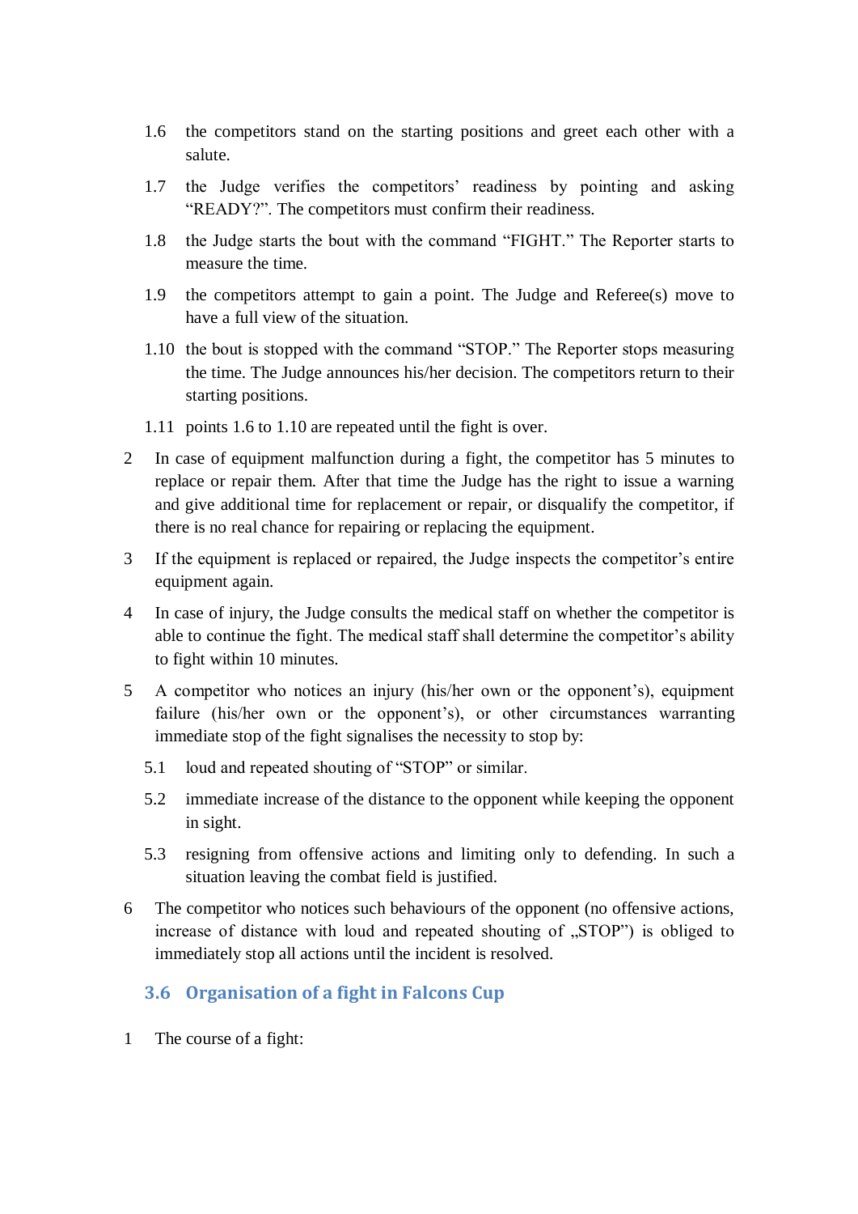1.6 the competitors stand on the starting positions and greet each other with a salute.

1.7 the Judge verifies the competitors' readiness by pointing and asking "READY?". The competitors must confirm their readiness.

1.8 the Judge starts the bout with the command "FIGHT." The Reporter starts to measure the time.

1.9 the competitors attempt to gain a point. The Judge and Referee(s) move to have a full view of the situation.

1.10 the bout is stopped with the command "STOP." The Reporter stops measuring the time. The Judge announces his/her decision. The competitors return to their starting positions.

1.11 points 1.6 to 1.10 are repeated until the fight is over.

2 In case of equipment malfunction during a fight, the competitor has 5 minutes to replace or repair them. After that time the Judge has the right to issue a warning and give additional time for replacement or repair, or disqualify the competitor, if there is no real chance for repairing or replacing the equipment.

3 If the equipment is replaced or repaired, the Judge inspects the competitor's entire equipment again.

4 In case of injury, the Judge consults the medical staff on whether the competitor is able to continue the fight. The medical staff shall determine the competitor's ability to fight within 10 minutes.

5 A competitor who notices an injury (his/her own or the opponent's), equipment failure (his/her own or the opponent's), or other circumstances warranting immediate stop of the fight signalises the necessity to stop by:

5.1 loud and repeated shouting of "STOP" or similar.

5.2 immediate increase of the distance to the opponent while keeping the opponent in sight.

5.3 resigning from offensive actions and limiting only to defending. In such a situation leaving the combat field is justified.

6 The competitor who notices such behaviours of the opponent (no offensive actions, increase of distance with loud and repeated shouting of „STOP") is obliged to immediately stop all actions until the incident is resolved.

### 3.6 Organisation of a fight in Falcons Cup

1 The course of a fight: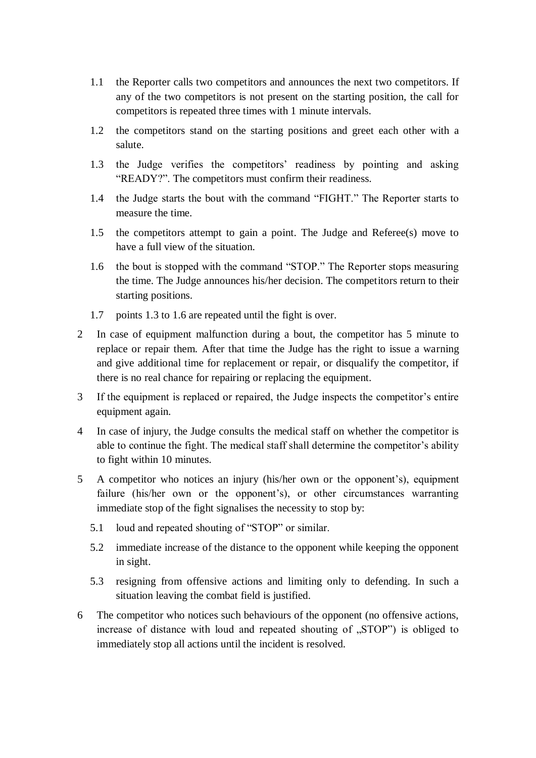1.1 the Reporter calls two competitors and announces the next two competitors. If any of the two competitors is not present on the starting position, the call for competitors is repeated three times with 1 minute intervals.

1.2 the competitors stand on the starting positions and greet each other with a salute.

1.3 the Judge verifies the competitors' readiness by pointing and asking "READY?". The competitors must confirm their readiness.

1.4 the Judge starts the bout with the command "FIGHT." The Reporter starts to measure the time.

1.5 the competitors attempt to gain a point. The Judge and Referee(s) move to have a full view of the situation.

1.6 the bout is stopped with the command "STOP." The Reporter stops measuring the time. The Judge announces his/her decision. The competitors return to their starting positions.

1.7 points 1.3 to 1.6 are repeated until the fight is over.

2 In case of equipment malfunction during a bout, the competitor has 5 minute to replace or repair them. After that time the Judge has the right to issue a warning and give additional time for replacement or repair, or disqualify the competitor, if there is no real chance for repairing or replacing the equipment.

3 If the equipment is replaced or repaired, the Judge inspects the competitor's entire equipment again.

4 In case of injury, the Judge consults the medical staff on whether the competitor is able to continue the fight. The medical staff shall determine the competitor's ability to fight within 10 minutes.

5 A competitor who notices an injury (his/her own or the opponent's), equipment failure (his/her own or the opponent's), or other circumstances warranting immediate stop of the fight signalises the necessity to stop by:

5.1 loud and repeated shouting of "STOP" or similar.

5.2 immediate increase of the distance to the opponent while keeping the opponent in sight.

5.3 resigning from offensive actions and limiting only to defending. In such a situation leaving the combat field is justified.

6 The competitor who notices such behaviours of the opponent (no offensive actions, increase of distance with loud and repeated shouting of „STOP") is obliged to immediately stop all actions until the incident is resolved.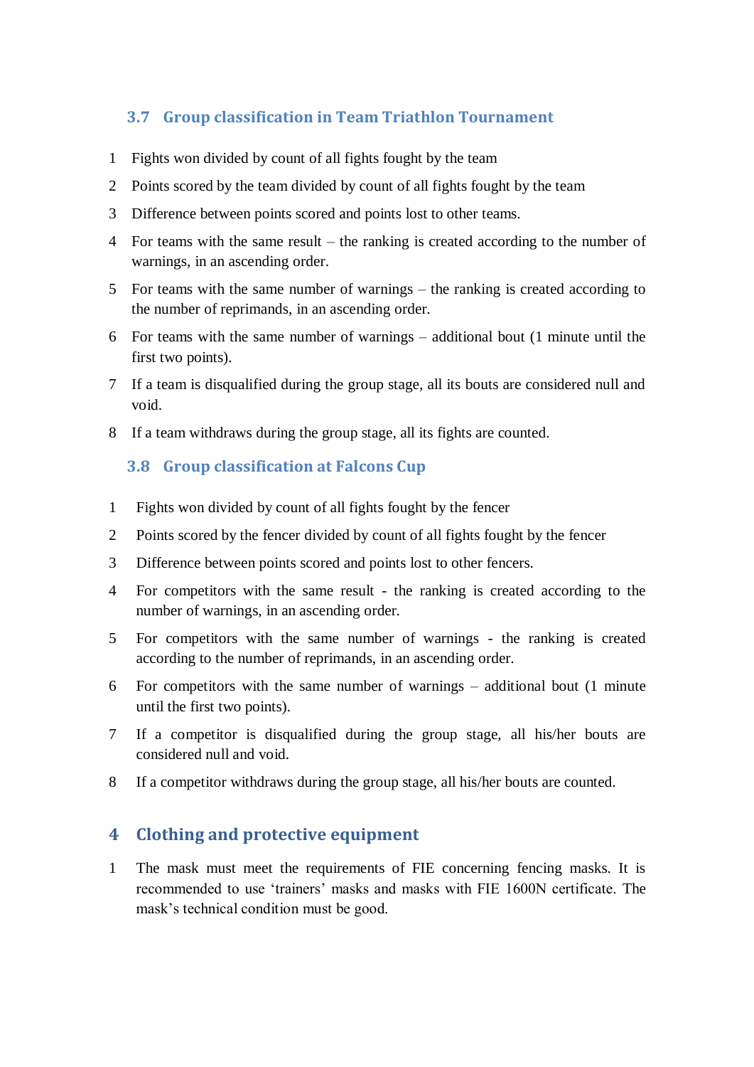### 3.7 Group classification in Team Triathlon Tournament

1. Fights won divided by count of all fights fought by the team
2. Points scored by the team divided by count of all fights fought by the team
3. Difference between points scored and points lost to other teams.
4. For teams with the same result – the ranking is created according to the number of warnings, in an ascending order.
5. For teams with the same number of warnings – the ranking is created according to the number of reprimands, in an ascending order.
6. For teams with the same number of warnings – additional bout (1 minute until the first two points).
7. If a team is disqualified during the group stage, all its bouts are considered null and void.
8. If a team withdraws during the group stage, all its fights are counted.

### 3.8 Group classification at Falcons Cup

1. Fights won divided by count of all fights fought by the fencer
2. Points scored by the fencer divided by count of all fights fought by the fencer
3. Difference between points scored and points lost to other fencers.
4. For competitors with the same result - the ranking is created according to the number of warnings, in an ascending order.
5. For competitors with the same number of warnings - the ranking is created according to the number of reprimands, in an ascending order.
6. For competitors with the same number of warnings – additional bout (1 minute until the first two points).
7. If a competitor is disqualified during the group stage, all his/her bouts are considered null and void.
8. If a competitor withdraws during the group stage, all his/her bouts are counted.

## 4 Clothing and protective equipment

1. The mask must meet the requirements of FIE concerning fencing masks. It is recommended to use ‘trainers’ masks and masks with FIE 1600N certificate. The mask’s technical condition must be good.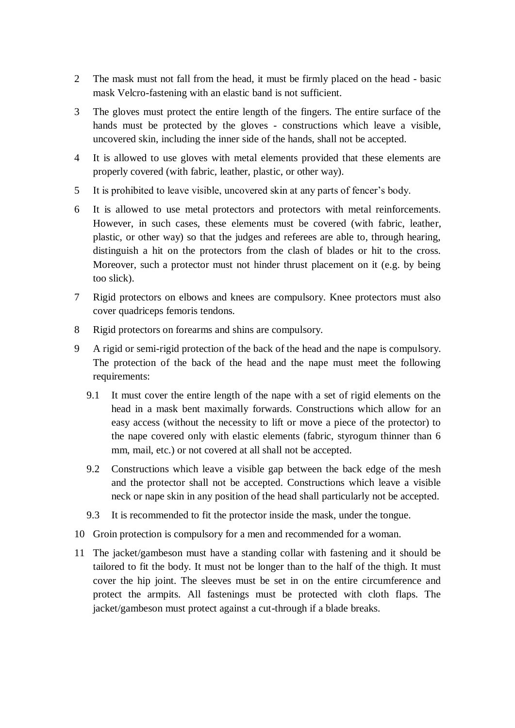2 The mask must not fall from the head, it must be firmly placed on the head - basic mask Velcro-fastening with an elastic band is not sufficient.

3 The gloves must protect the entire length of the fingers. The entire surface of the hands must be protected by the gloves - constructions which leave a visible, uncovered skin, including the inner side of the hands, shall not be accepted.

4 It is allowed to use gloves with metal elements provided that these elements are properly covered (with fabric, leather, plastic, or other way).

5 It is prohibited to leave visible, uncovered skin at any parts of fencer's body.

6 It is allowed to use metal protectors and protectors with metal reinforcements. However, in such cases, these elements must be covered (with fabric, leather, plastic, or other way) so that the judges and referees are able to, through hearing, distinguish a hit on the protectors from the clash of blades or hit to the cross. Moreover, such a protector must not hinder thrust placement on it (e.g. by being too slick).

7 Rigid protectors on elbows and knees are compulsory. Knee protectors must also cover quadriceps femoris tendons.

8 Rigid protectors on forearms and shins are compulsory.

9 A rigid or semi-rigid protection of the back of the head and the nape is compulsory. The protection of the back of the head and the nape must meet the following requirements:

   9.1 It must cover the entire length of the nape with a set of rigid elements on the head in a mask bent maximally forwards. Constructions which allow for an easy access (without the necessity to lift or move a piece of the protector) to the nape covered only with elastic elements (fabric, styrogum thinner than 6 mm, mail, etc.) or not covered at all shall not be accepted.

   9.2 Constructions which leave a visible gap between the back edge of the mesh and the protector shall not be accepted. Constructions which leave a visible neck or nape skin in any position of the head shall particularly not be accepted.

   9.3 It is recommended to fit the protector inside the mask, under the tongue.

10 Groin protection is compulsory for a men and recommended for a woman.

11 The jacket/gambeson must have a standing collar with fastening and it should be tailored to fit the body. It must not be longer than to the half of the thigh. It must cover the hip joint. The sleeves must be set in on the entire circumference and protect the armpits. All fastenings must be protected with cloth flaps. The jacket/gambeson must protect against a cut-through if a blade breaks.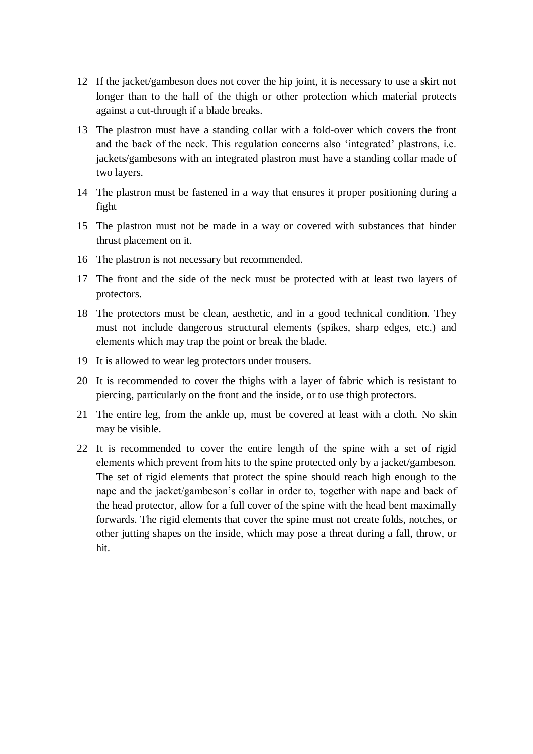12 If the jacket/gambeson does not cover the hip joint, it is necessary to use a skirt not longer than to the half of the thigh or other protection which material protects against a cut-through if a blade breaks.

13 The plastron must have a standing collar with a fold-over which covers the front and the back of the neck. This regulation concerns also 'integrated' plastrons, i.e. jackets/gambesons with an integrated plastron must have a standing collar made of two layers.

14 The plastron must be fastened in a way that ensures it proper positioning during a fight

15 The plastron must not be made in a way or covered with substances that hinder thrust placement on it.

16 The plastron is not necessary but recommended.

17 The front and the side of the neck must be protected with at least two layers of protectors.

18 The protectors must be clean, aesthetic, and in a good technical condition. They must not include dangerous structural elements (spikes, sharp edges, etc.) and elements which may trap the point or break the blade.

19 It is allowed to wear leg protectors under trousers.

20 It is recommended to cover the thighs with a layer of fabric which is resistant to piercing, particularly on the front and the inside, or to use thigh protectors.

21 The entire leg, from the ankle up, must be covered at least with a cloth. No skin may be visible.

22 It is recommended to cover the entire length of the spine with a set of rigid elements which prevent from hits to the spine protected only by a jacket/gambeson. The set of rigid elements that protect the spine should reach high enough to the nape and the jacket/gambeson's collar in order to, together with nape and back of the head protector, allow for a full cover of the spine with the head bent maximally forwards. The rigid elements that cover the spine must not create folds, notches, or other jutting shapes on the inside, which may pose a threat during a fall, throw, or hit.